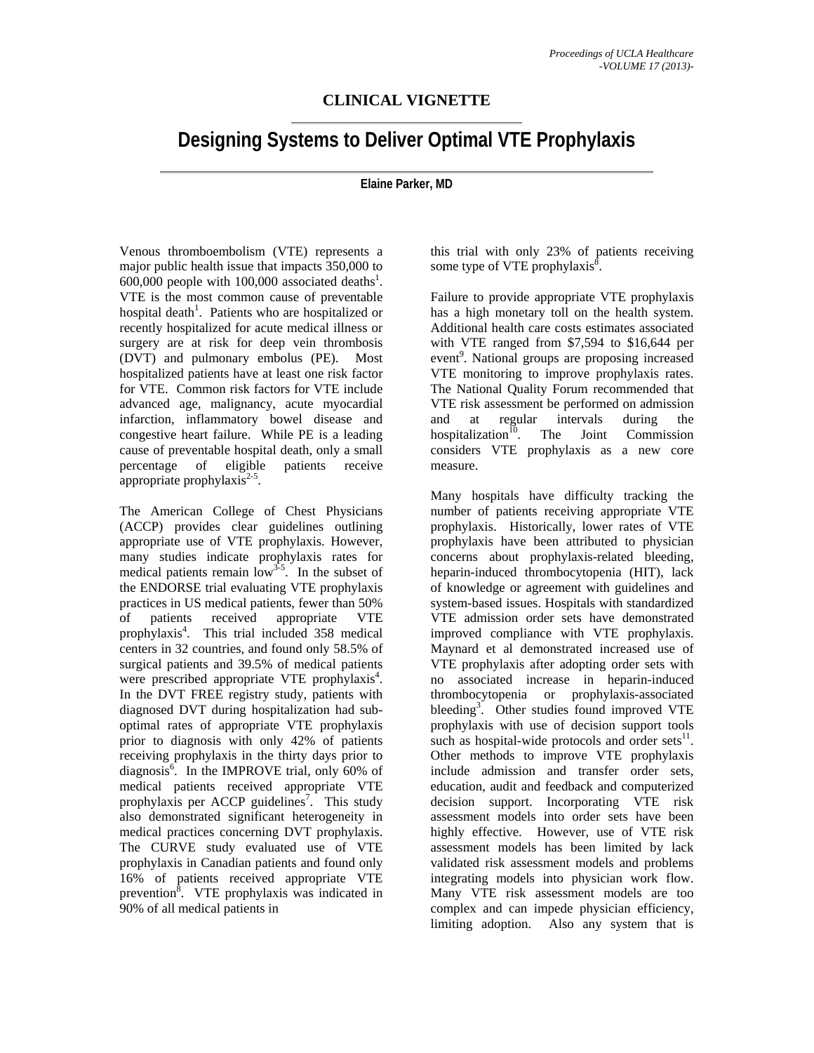**CLINICAL VIGNETTE**

# Designing Systems to Deliver Optimal VTE Prophylaxis

**Elaine Parker, MD**

Venous thromboembolism (VTE) represents a major public health issue that impacts 350,000 to 600,000 people with 100,000 associated deaths[1]. VTE is the most common cause of preventable hospital death[1]. Patients who are hospitalized or recently hospitalized for acute medical illness or surgery are at risk for deep vein thrombosis (DVT) and pulmonary embolus (PE). Most hospitalized patients have at least one risk factor for VTE. Common risk factors for VTE include advanced age, malignancy, acute myocardial infarction, inflammatory bowel disease and congestive heart failure. While PE is a leading cause of preventable hospital death, only a small percentage of eligible patients receive appropriate prophylaxis[2-5].

The American College of Chest Physicians (ACCP) provides clear guidelines outlining appropriate use of VTE prophylaxis. However, many studies indicate prophylaxis rates for medical patients remain low[3-5]. In the subset of the ENDORSE trial evaluating VTE prophylaxis practices in US medical patients, fewer than 50% of patients received appropriate VTE prophylaxis[4]. This trial included 358 medical centers in 32 countries, and found only 58.5% of surgical patients and 39.5% of medical patients were prescribed appropriate VTE prophylaxis[4]. In the DVT FREE registry study, patients with diagnosed DVT during hospitalization had sub-optimal rates of appropriate VTE prophylaxis prior to diagnosis with only 42% of patients receiving prophylaxis in the thirty days prior to diagnosis[6]. In the IMPROVE trial, only 60% of medical patients received appropriate VTE prophylaxis per ACCP guidelines[7]. This study also demonstrated significant heterogeneity in medical practices concerning DVT prophylaxis. The CURVE study evaluated use of VTE prophylaxis in Canadian patients and found only 16% of patients received appropriate VTE prevention[8]. VTE prophylaxis was indicated in 90% of all medical patients in this trial with only 23% of patients receiving some type of VTE prophylaxis[8].

Failure to provide appropriate VTE prophylaxis has a high monetary toll on the health system. Additional health care costs estimates associated with VTE ranged from $7,594 to $16,644 per event[9]. National groups are proposing increased VTE monitoring to improve prophylaxis rates. The National Quality Forum recommended that VTE risk assessment be performed on admission and at regular intervals during the hospitalization[10]. The Joint Commission considers VTE prophylaxis as a new core measure.

Many hospitals have difficulty tracking the number of patients receiving appropriate VTE prophylaxis. Historically, lower rates of VTE prophylaxis have been attributed to physician concerns about prophylaxis-related bleeding, heparin-induced thrombocytopenia (HIT), lack of knowledge or agreement with guidelines and system-based issues. Hospitals with standardized VTE admission order sets have demonstrated improved compliance with VTE prophylaxis. Maynard et al demonstrated increased use of VTE prophylaxis after adopting order sets with no associated increase in heparin-induced thrombocytopenia or prophylaxis-associated bleeding[3]. Other studies found improved VTE prophylaxis with use of decision support tools such as hospital-wide protocols and order sets[11]. Other methods to improve VTE prophylaxis include admission and transfer order sets, education, audit and feedback and computerized decision support. Incorporating VTE risk assessment models into order sets have been highly effective. However, use of VTE risk assessment models has been limited by lack validated risk assessment models and problems integrating models into physician work flow. Many VTE risk assessment models are too complex and can impede physician efficiency, limiting adoption. Also any system that is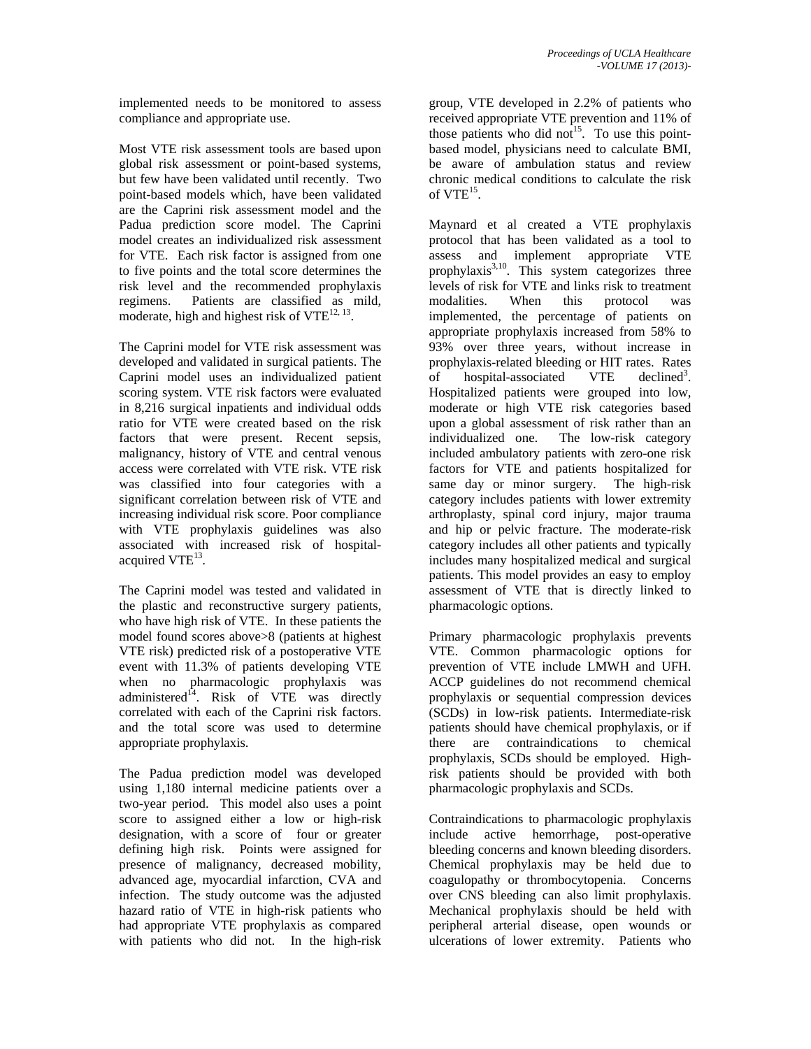implemented needs to be monitored to assess compliance and appropriate use.

Most VTE risk assessment tools are based upon global risk assessment or point-based systems, but few have been validated until recently. Two point-based models which, have been validated are the Caprini risk assessment model and the Padua prediction score model. The Caprini model creates an individualized risk assessment for VTE. Each risk factor is assigned from one to five points and the total score determines the risk level and the recommended prophylaxis regimens. Patients are classified as mild, moderate, high and highest risk of VTE[12, 13].

The Caprini model for VTE risk assessment was developed and validated in surgical patients. The Caprini model uses an individualized patient scoring system. VTE risk factors were evaluated in 8,216 surgical inpatients and individual odds ratio for VTE were created based on the risk factors that were present. Recent sepsis, malignancy, history of VTE and central venous access were correlated with VTE risk. VTE risk was classified into four categories with a significant correlation between risk of VTE and increasing individual risk score. Poor compliance with VTE prophylaxis guidelines was also associated with increased risk of hospital-acquired VTE[13].

The Caprini model was tested and validated in the plastic and reconstructive surgery patients, who have high risk of VTE. In these patients the model found scores above>8 (patients at highest VTE risk) predicted risk of a postoperative VTE event with 11.3% of patients developing VTE when no pharmacologic prophylaxis was administered[14]. Risk of VTE was directly correlated with each of the Caprini risk factors. and the total score was used to determine appropriate prophylaxis.

The Padua prediction model was developed using 1,180 internal medicine patients over a two-year period. This model also uses a point score to assigned either a low or high-risk designation, with a score of four or greater defining high risk. Points were assigned for presence of malignancy, decreased mobility, advanced age, myocardial infarction, CVA and infection. The study outcome was the adjusted hazard ratio of VTE in high-risk patients who had appropriate VTE prophylaxis as compared with patients who did not. In the high-risk group, VTE developed in 2.2% of patients who received appropriate VTE prevention and 11% of those patients who did not[15]. To use this point-based model, physicians need to calculate BMI, be aware of ambulation status and review chronic medical conditions to calculate the risk of VTE[15].

Maynard et al created a VTE prophylaxis protocol that has been validated as a tool to assess and implement appropriate VTE prophylaxis[3,10]. This system categorizes three levels of risk for VTE and links risk to treatment modalities. When this protocol was implemented, the percentage of patients on appropriate prophylaxis increased from 58% to 93% over three years, without increase in prophylaxis-related bleeding or HIT rates. Rates of hospital-associated VTE declined[3]. Hospitalized patients were grouped into low, moderate or high VTE risk categories based upon a global assessment of risk rather than an individualized one. The low-risk category included ambulatory patients with zero-one risk factors for VTE and patients hospitalized for same day or minor surgery. The high-risk category includes patients with lower extremity arthroplasty, spinal cord injury, major trauma and hip or pelvic fracture. The moderate-risk category includes all other patients and typically includes many hospitalized medical and surgical patients. This model provides an easy to employ assessment of VTE that is directly linked to pharmacologic options.

Primary pharmacologic prophylaxis prevents VTE. Common pharmacologic options for prevention of VTE include LMWH and UFH. ACCP guidelines do not recommend chemical prophylaxis or sequential compression devices (SCDs) in low-risk patients. Intermediate-risk patients should have chemical prophylaxis, or if there are contraindications to chemical prophylaxis, SCDs should be employed. High-risk patients should be provided with both pharmacologic prophylaxis and SCDs.

Contraindications to pharmacologic prophylaxis include active hemorrhage, post-operative bleeding concerns and known bleeding disorders. Chemical prophylaxis may be held due to coagulopathy or thrombocytopenia. Concerns over CNS bleeding can also limit prophylaxis. Mechanical prophylaxis should be held with peripheral arterial disease, open wounds or ulcerations of lower extremity. Patients who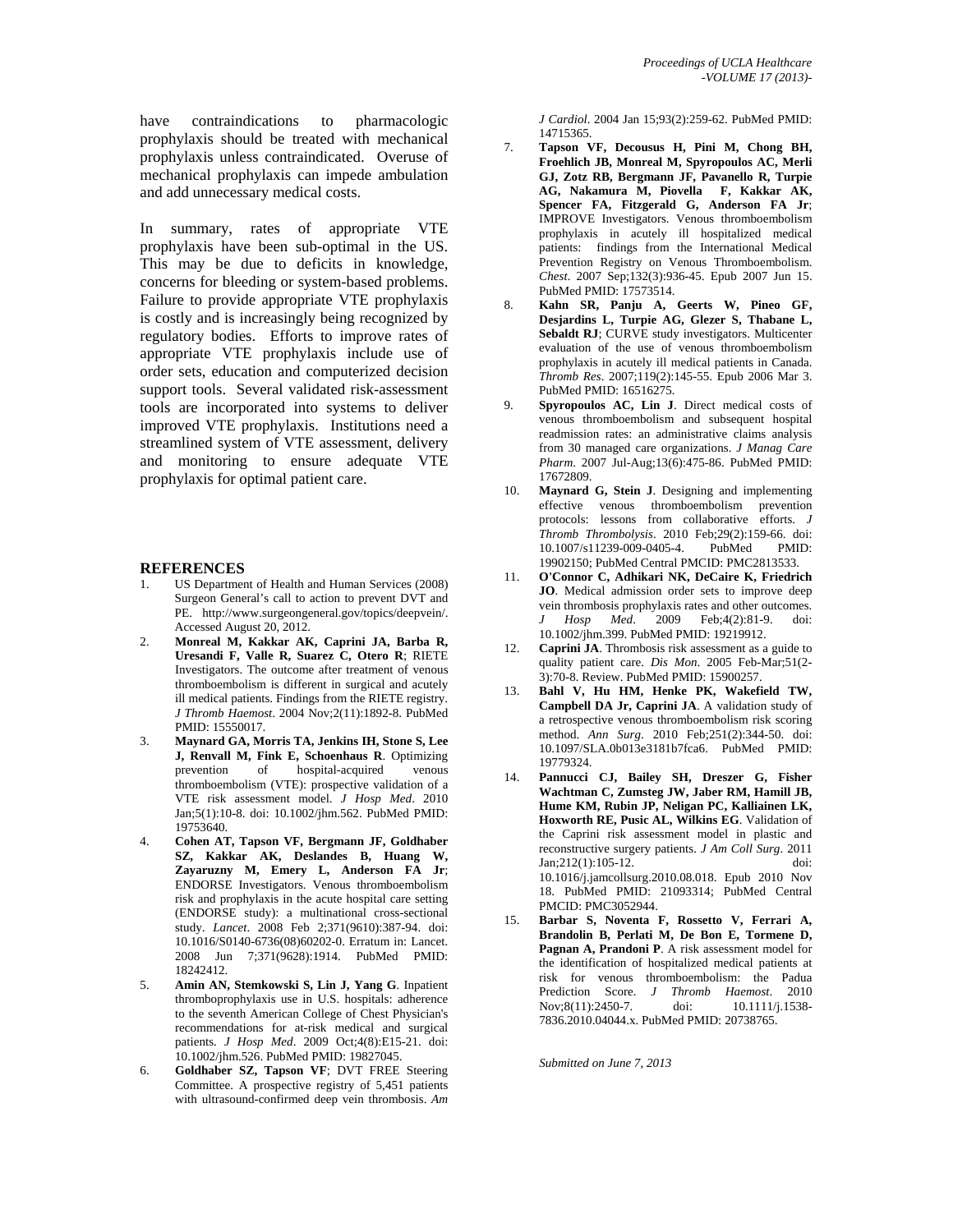have contraindications to pharmacologic prophylaxis should be treated with mechanical prophylaxis unless contraindicated. Overuse of mechanical prophylaxis can impede ambulation and add unnecessary medical costs.

In summary, rates of appropriate VTE prophylaxis have been sub-optimal in the US. This may be due to deficits in knowledge, concerns for bleeding or system-based problems. Failure to provide appropriate VTE prophylaxis is costly and is increasingly being recognized by regulatory bodies. Efforts to improve rates of appropriate VTE prophylaxis include use of order sets, education and computerized decision support tools. Several validated risk-assessment tools are incorporated into systems to deliver improved VTE prophylaxis. Institutions need a streamlined system of VTE assessment, delivery and monitoring to ensure adequate VTE prophylaxis for optimal patient care.

## REFERENCES

1. US Department of Health and Human Services (2008) Surgeon General's call to action to prevent DVT and PE. http://www.surgeongeneral.gov/topics/deepvein/. Accessed August 20, 2012.
2. **Monreal M, Kakkar AK, Caprini JA, Barba R, Uresandi F, Valle R, Suarez C, Otero R**; RIETE Investigators. The outcome after treatment of venous thromboembolism is different in surgical and acutely ill medical patients. Findings from the RIETE registry. *J Thromb Haemost*. 2004 Nov;2(11):1892-8. PubMed PMID: 15550017.
3. **Maynard GA, Morris TA, Jenkins IH, Stone S, Lee J, Renvall M, Fink E, Schoenhaus R**. Optimizing prevention of hospital-acquired venous thromboembolism (VTE): prospective validation of a VTE risk assessment model. *J Hosp Med*. 2010 Jan;5(1):10-8. doi: 10.1002/jhm.562. PubMed PMID: 19753640.
4. **Cohen AT, Tapson VF, Bergmann JF, Goldhaber SZ, Kakkar AK, Deslandes B, Huang W, Zayaruzny M, Emery L, Anderson FA Jr**; ENDORSE Investigators. Venous thromboembolism risk and prophylaxis in the acute hospital care setting (ENDORSE study): a multinational cross-sectional study. *Lancet*. 2008 Feb 2;371(9610):387-94. doi: 10.1016/S0140-6736(08)60202-0. Erratum in: Lancet. 2008 Jun 7;371(9628):1914. PubMed PMID: 18242412.
5. **Amin AN, Stemkowski S, Lin J, Yang G**. Inpatient thromboprophylaxis use in U.S. hospitals: adherence to the seventh American College of Chest Physician's recommendations for at-risk medical and surgical patients. *J Hosp Med*. 2009 Oct;4(8):E15-21. doi: 10.1002/jhm.526. PubMed PMID: 19827045.
6. **Goldhaber SZ, Tapson VF**; DVT FREE Steering Committee. A prospective registry of 5,451 patients with ultrasound-confirmed deep vein thrombosis. *Am J Cardiol*. 2004 Jan 15;93(2):259-62. PubMed PMID: 14715365.
7. **Tapson VF, Decousus H, Pini M, Chong BH, Froehlich JB, Monreal M, Spyropoulos AC, Merli GJ, Zotz RB, Bergmann JF, Pavanello R, Turpie AG, Nakamura M, Piovella F, Kakkar AK, Spencer FA, Fitzgerald G, Anderson FA Jr**; IMPROVE Investigators. Venous thromboembolism prophylaxis in acutely ill hospitalized medical patients: findings from the International Medical Prevention Registry on Venous Thromboembolism. *Chest*. 2007 Sep;132(3):936-45. Epub 2007 Jun 15. PubMed PMID: 17573514.
8. **Kahn SR, Panju A, Geerts W, Pineo GF, Desjardins L, Turpie AG, Glezer S, Thabane L, Sebaldt RJ**; CURVE study investigators. Multicenter evaluation of the use of venous thromboembolism prophylaxis in acutely ill medical patients in Canada. *Thromb Res*. 2007;119(2):145-55. Epub 2006 Mar 3. PubMed PMID: 16516275.
9. **Spyropoulos AC, Lin J**. Direct medical costs of venous thromboembolism and subsequent hospital readmission rates: an administrative claims analysis from 30 managed care organizations. *J Manag Care Pharm*. 2007 Jul-Aug;13(6):475-86. PubMed PMID: 17672809.
10. **Maynard G, Stein J**. Designing and implementing effective venous thromboembolism prevention protocols: lessons from collaborative efforts. *J Thromb Thrombolysis*. 2010 Feb;29(2):159-66. doi: 10.1007/s11239-009-0405-4. PubMed PMID: 19902150; PubMed Central PMCID: PMC2813533.
11. **O'Connor C, Adhikari NK, DeCaire K, Friedrich JO**. Medical admission order sets to improve deep vein thrombosis prophylaxis rates and other outcomes. *J Hosp Med*. 2009 Feb;4(2):81-9. doi: 10.1002/jhm.399. PubMed PMID: 19219912.
12. **Caprini JA**. Thrombosis risk assessment as a guide to quality patient care. *Dis Mon*. 2005 Feb-Mar;51(2-3):70-8. Review. PubMed PMID: 15900257.
13. **Bahl V, Hu HM, Henke PK, Wakefield TW, Campbell DA Jr, Caprini JA**. A validation study of a retrospective venous thromboembolism risk scoring method. *Ann Surg*. 2010 Feb;251(2):344-50. doi: 10.1097/SLA.0b013e3181b7fca6. PubMed PMID: 19779324.
14. **Pannucci CJ, Bailey SH, Dreszer G, Fisher Wachtman C, Zumsteg JW, Jaber RM, Hamill JB, Hume KM, Rubin JP, Neligan PC, Kalliainen LK, Hoxworth RE, Pusic AL, Wilkins EG**. Validation of the Caprini risk assessment model in plastic and reconstructive surgery patients. *J Am Coll Surg*. 2011 Jan;212(1):105-12. doi: 10.1016/j.jamcollsurg.2010.08.018. Epub 2010 Nov 18. PubMed PMID: 21093314; PubMed Central PMCID: PMC3052944.
15. **Barbar S, Noventa F, Rossetto V, Ferrari A, Brandolin B, Perlati M, De Bon E, Tormene D, Pagnan A, Prandoni P**. A risk assessment model for the identification of hospitalized medical patients at risk for venous thromboembolism: the Padua Prediction Score. *J Thromb Haemost*. 2010 Nov;8(11):2450-7. doi: 10.1111/j.1538-7836.2010.04044.x. PubMed PMID: 20738765.

*Submitted on June 7, 2013*